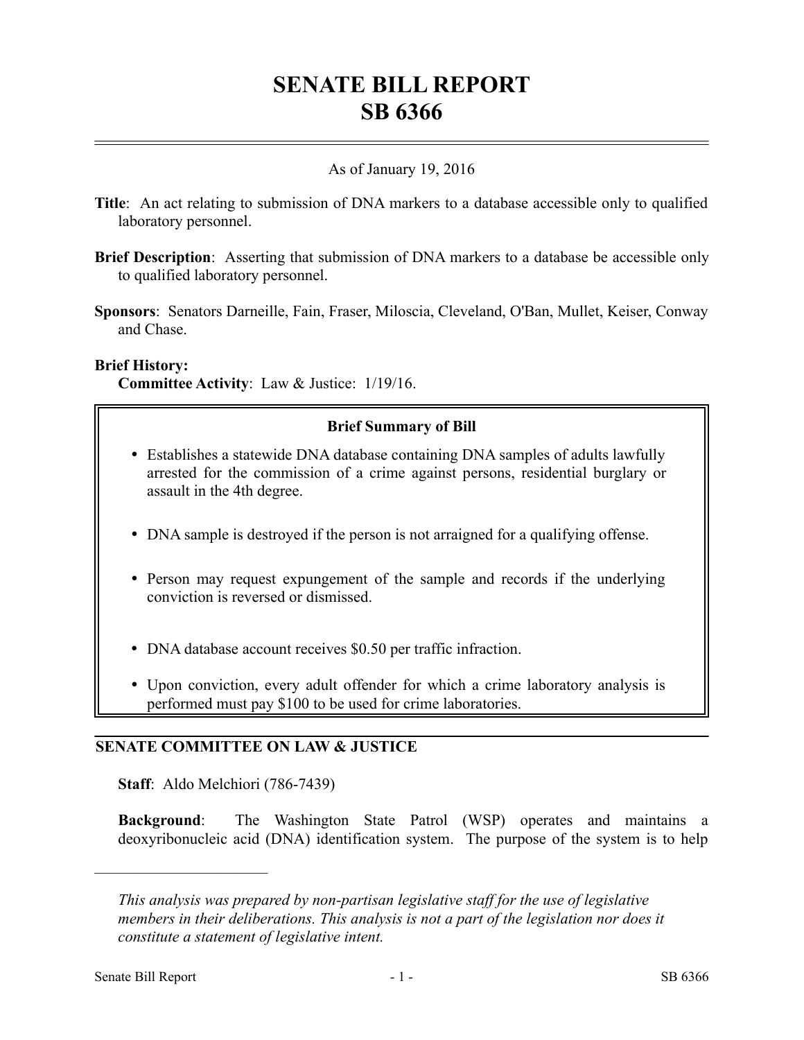# SENATE BILL REPORT
# SB 6366

As of January 19, 2016

**Title**: An act relating to submission of DNA markers to a database accessible only to qualified laboratory personnel.

**Brief Description**: Asserting that submission of DNA markers to a database be accessible only to qualified laboratory personnel.

**Sponsors**: Senators Darneille, Fain, Fraser, Miloscia, Cleveland, O'Ban, Mullet, Keiser, Conway and Chase.

**Brief History:**
**Committee Activity**: Law & Justice: 1/19/16.

**Brief Summary of Bill**

- Establishes a statewide DNA database containing DNA samples of adults lawfully arrested for the commission of a crime against persons, residential burglary or assault in the 4th degree.
- DNA sample is destroyed if the person is not arraigned for a qualifying offense.
- Person may request expungement of the sample and records if the underlying conviction is reversed or dismissed.
- DNA database account receives $0.50 per traffic infraction.
- Upon conviction, every adult offender for which a crime laboratory analysis is performed must pay $100 to be used for crime laboratories.

## SENATE COMMITTEE ON LAW & JUSTICE

**Staff**: Aldo Melchiori (786-7439)

**Background**: The Washington State Patrol (WSP) operates and maintains a deoxyribonucleic acid (DNA) identification system. The purpose of the system is to help

---

*This analysis was prepared by non-partisan legislative staff for the use of legislative members in their deliberations. This analysis is not a part of the legislation nor does it constitute a statement of legislative intent.*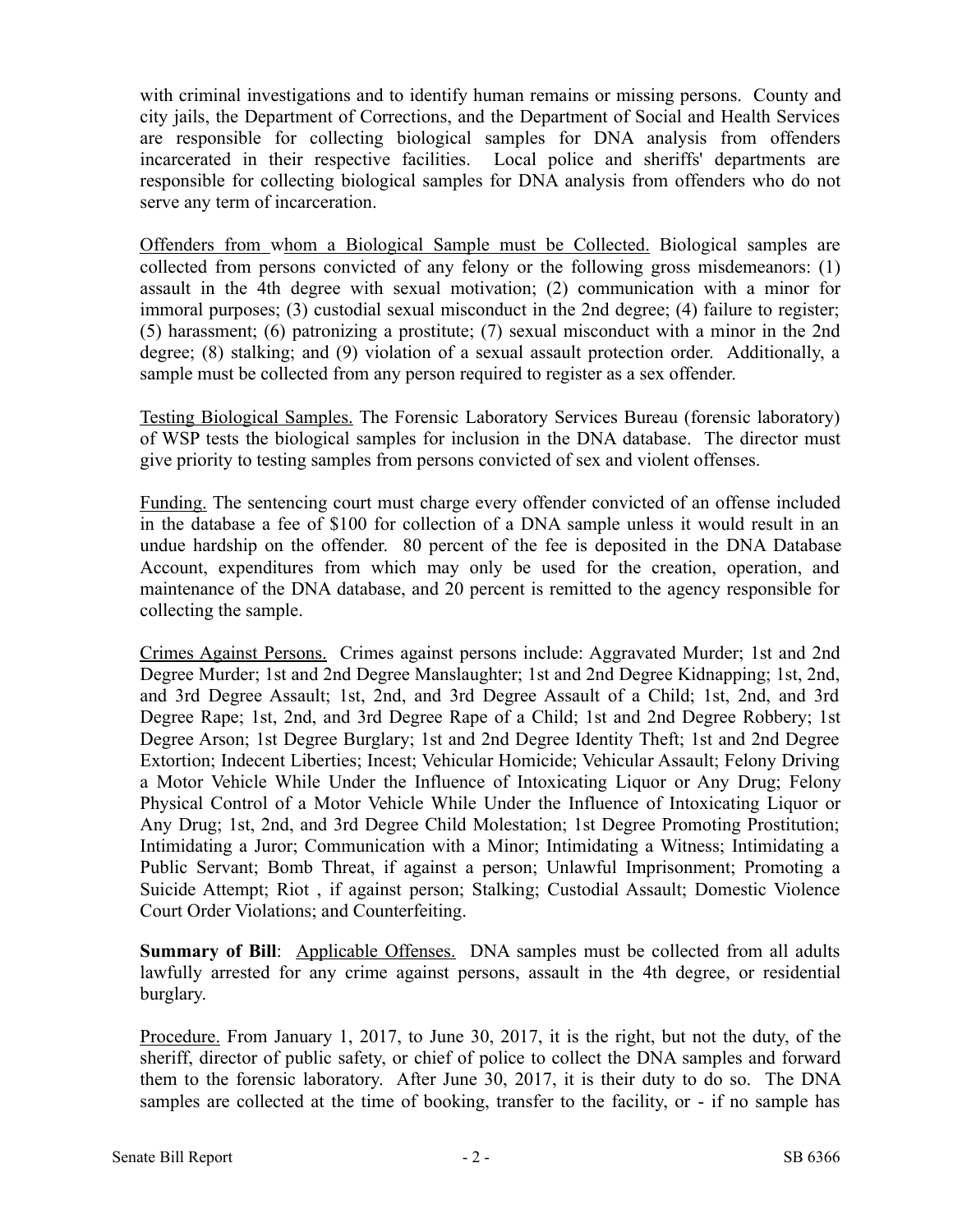with criminal investigations and to identify human remains or missing persons. County and city jails, the Department of Corrections, and the Department of Social and Health Services are responsible for collecting biological samples for DNA analysis from offenders incarcerated in their respective facilities. Local police and sheriffs' departments are responsible for collecting biological samples for DNA analysis from offenders who do not serve any term of incarceration.

Offenders from whom a Biological Sample must be Collected. Biological samples are collected from persons convicted of any felony or the following gross misdemeanors: (1) assault in the 4th degree with sexual motivation; (2) communication with a minor for immoral purposes; (3) custodial sexual misconduct in the 2nd degree; (4) failure to register; (5) harassment; (6) patronizing a prostitute; (7) sexual misconduct with a minor in the 2nd degree; (8) stalking; and (9) violation of a sexual assault protection order. Additionally, a sample must be collected from any person required to register as a sex offender.

Testing Biological Samples. The Forensic Laboratory Services Bureau (forensic laboratory) of WSP tests the biological samples for inclusion in the DNA database. The director must give priority to testing samples from persons convicted of sex and violent offenses.

Funding. The sentencing court must charge every offender convicted of an offense included in the database a fee of $100 for collection of a DNA sample unless it would result in an undue hardship on the offender. 80 percent of the fee is deposited in the DNA Database Account, expenditures from which may only be used for the creation, operation, and maintenance of the DNA database, and 20 percent is remitted to the agency responsible for collecting the sample.

Crimes Against Persons. Crimes against persons include: Aggravated Murder; 1st and 2nd Degree Murder; 1st and 2nd Degree Manslaughter; 1st and 2nd Degree Kidnapping; 1st, 2nd, and 3rd Degree Assault; 1st, 2nd, and 3rd Degree Assault of a Child; 1st, 2nd, and 3rd Degree Rape; 1st, 2nd, and 3rd Degree Rape of a Child; 1st and 2nd Degree Robbery; 1st Degree Arson; 1st Degree Burglary; 1st and 2nd Degree Identity Theft; 1st and 2nd Degree Extortion; Indecent Liberties; Incest; Vehicular Homicide; Vehicular Assault; Felony Driving a Motor Vehicle While Under the Influence of Intoxicating Liquor or Any Drug; Felony Physical Control of a Motor Vehicle While Under the Influence of Intoxicating Liquor or Any Drug; 1st, 2nd, and 3rd Degree Child Molestation; 1st Degree Promoting Prostitution; Intimidating a Juror; Communication with a Minor; Intimidating a Witness; Intimidating a Public Servant; Bomb Threat, if against a person; Unlawful Imprisonment; Promoting a Suicide Attempt; Riot , if against person; Stalking; Custodial Assault; Domestic Violence Court Order Violations; and Counterfeiting.

**Summary of Bill**: Applicable Offenses. DNA samples must be collected from all adults lawfully arrested for any crime against persons, assault in the 4th degree, or residential burglary.

Procedure. From January 1, 2017, to June 30, 2017, it is the right, but not the duty, of the sheriff, director of public safety, or chief of police to collect the DNA samples and forward them to the forensic laboratory. After June 30, 2017, it is their duty to do so. The DNA samples are collected at the time of booking, transfer to the facility, or - if no sample has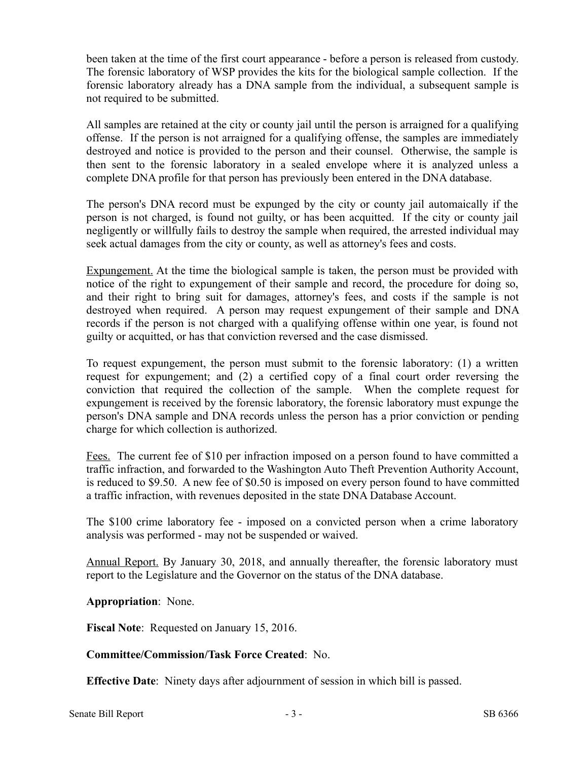been taken at the time of the first court appearance - before a person is released from custody. The forensic laboratory of WSP provides the kits for the biological sample collection. If the forensic laboratory already has a DNA sample from the individual, a subsequent sample is not required to be submitted.

All samples are retained at the city or county jail until the person is arraigned for a qualifying offense. If the person is not arraigned for a qualifying offense, the samples are immediately destroyed and notice is provided to the person and their counsel. Otherwise, the sample is then sent to the forensic laboratory in a sealed envelope where it is analyzed unless a complete DNA profile for that person has previously been entered in the DNA database.

The person's DNA record must be expunged by the city or county jail automaically if the person is not charged, is found not guilty, or has been acquitted. If the city or county jail negligently or willfully fails to destroy the sample when required, the arrested individual may seek actual damages from the city or county, as well as attorney's fees and costs.

Expungement. At the time the biological sample is taken, the person must be provided with notice of the right to expungement of their sample and record, the procedure for doing so, and their right to bring suit for damages, attorney's fees, and costs if the sample is not destroyed when required. A person may request expungement of their sample and DNA records if the person is not charged with a qualifying offense within one year, is found not guilty or acquitted, or has that conviction reversed and the case dismissed.

To request expungement, the person must submit to the forensic laboratory: (1) a written request for expungement; and (2) a certified copy of a final court order reversing the conviction that required the collection of the sample. When the complete request for expungement is received by the forensic laboratory, the forensic laboratory must expunge the person's DNA sample and DNA records unless the person has a prior conviction or pending charge for which collection is authorized.

Fees. The current fee of $10 per infraction imposed on a person found to have committed a traffic infraction, and forwarded to the Washington Auto Theft Prevention Authority Account, is reduced to $9.50. A new fee of $0.50 is imposed on every person found to have committed a traffic infraction, with revenues deposited in the state DNA Database Account.

The $100 crime laboratory fee - imposed on a convicted person when a crime laboratory analysis was performed - may not be suspended or waived.

Annual Report. By January 30, 2018, and annually thereafter, the forensic laboratory must report to the Legislature and the Governor on the status of the DNA database.

**Appropriation**: None.

**Fiscal Note**: Requested on January 15, 2016.

**Committee/Commission/Task Force Created**: No.

**Effective Date**: Ninety days after adjournment of session in which bill is passed.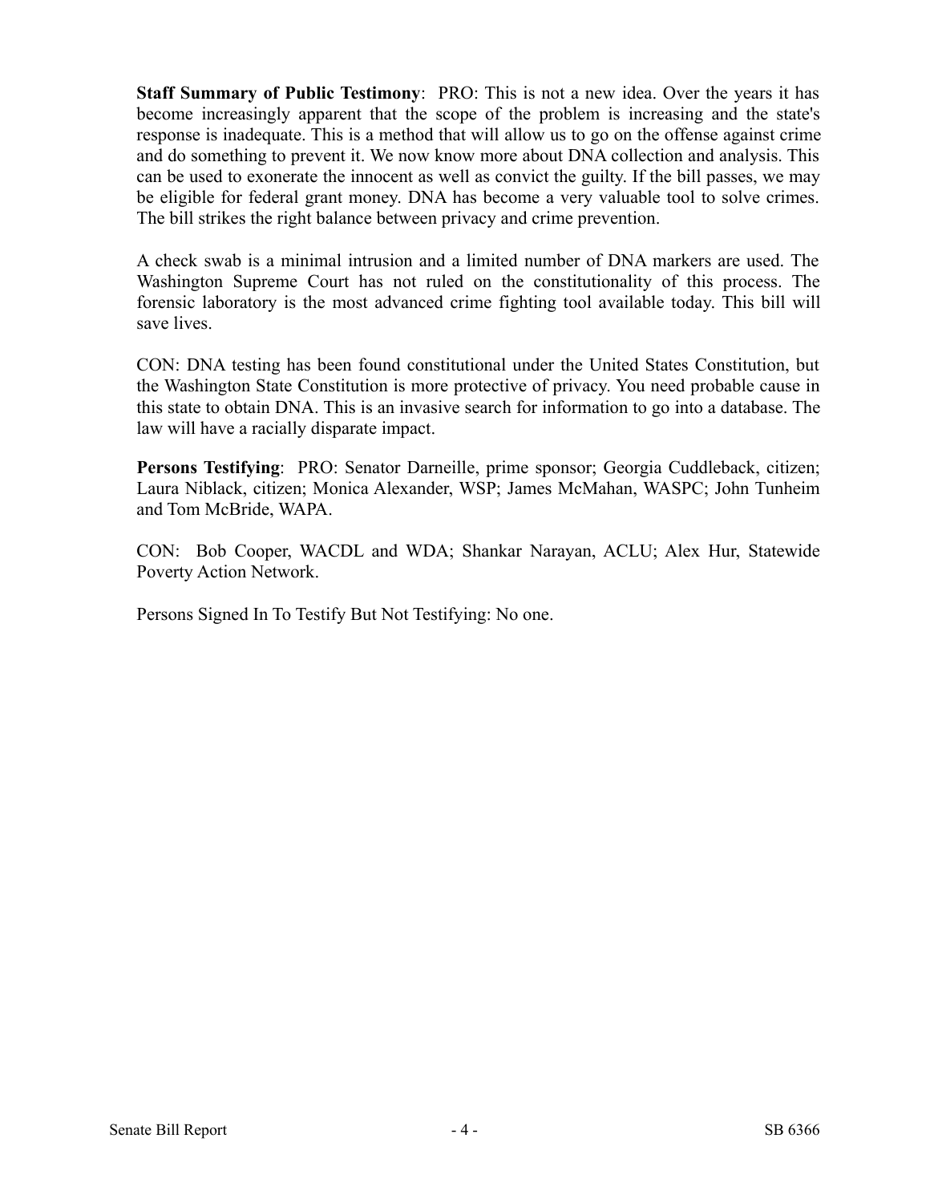**Staff Summary of Public Testimony**: PRO: This is not a new idea. Over the years it has become increasingly apparent that the scope of the problem is increasing and the state's response is inadequate. This is a method that will allow us to go on the offense against crime and do something to prevent it. We now know more about DNA collection and analysis. This can be used to exonerate the innocent as well as convict the guilty. If the bill passes, we may be eligible for federal grant money. DNA has become a very valuable tool to solve crimes. The bill strikes the right balance between privacy and crime prevention.

A check swab is a minimal intrusion and a limited number of DNA markers are used. The Washington Supreme Court has not ruled on the constitutionality of this process. The forensic laboratory is the most advanced crime fighting tool available today. This bill will save lives.

CON: DNA testing has been found constitutional under the United States Constitution, but the Washington State Constitution is more protective of privacy. You need probable cause in this state to obtain DNA. This is an invasive search for information to go into a database. The law will have a racially disparate impact.

**Persons Testifying**: PRO: Senator Darneille, prime sponsor; Georgia Cuddleback, citizen; Laura Niblack, citizen; Monica Alexander, WSP; James McMahan, WASPC; John Tunheim and Tom McBride, WAPA.

CON: Bob Cooper, WACDL and WDA; Shankar Narayan, ACLU; Alex Hur, Statewide Poverty Action Network.

Persons Signed In To Testify But Not Testifying: No one.